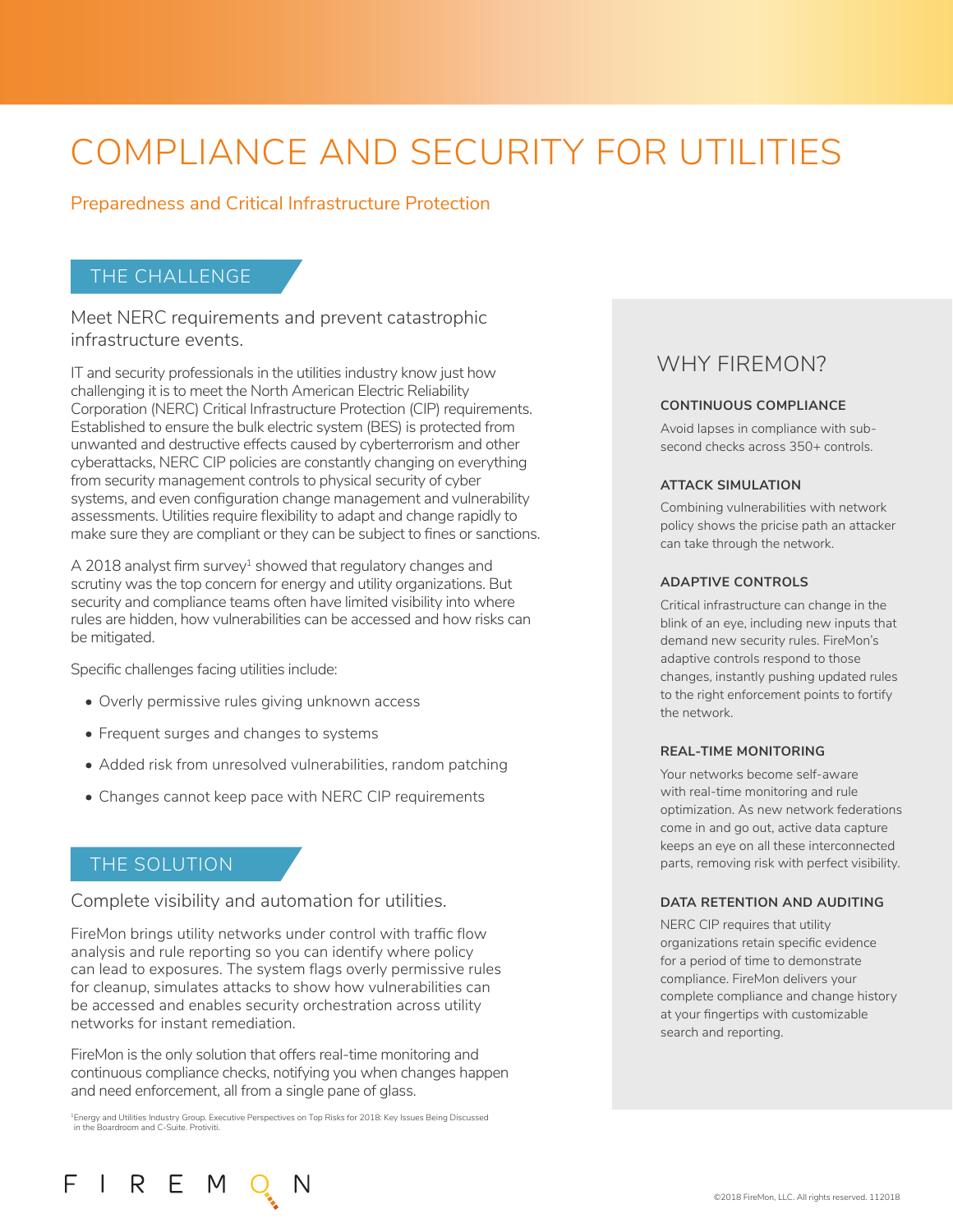# COMPLIANCE AND SECURITY FOR UTILITIES

Preparedness and Critical Infrastructure Protection

## THE CHALLENGE

Meet NERC requirements and prevent catastrophic infrastructure events.

IT and security professionals in the utilities industry know just how challenging it is to meet the North American Electric Reliability Corporation (NERC) Critical Infrastructure Protection (CIP) requirements. Established to ensure the bulk electric system (BES) is protected from unwanted and destructive effects caused by cyberterrorism and other cyberattacks, NERC CIP policies are constantly changing on everything from security management controls to physical security of cyber systems, and even configuration change management and vulnerability assessments. Utilities require flexibility to adapt and change rapidly to make sure they are compliant or they can be subject to fines or sanctions.

A 2018 analyst firm survey[1] showed that regulatory changes and scrutiny was the top concern for energy and utility organizations. But security and compliance teams often have limited visibility into where rules are hidden, how vulnerabilities can be accessed and how risks can be mitigated.

Specific challenges facing utilities include:

- Overly permissive rules giving unknown access
- Frequent surges and changes to systems
- Added risk from unresolved vulnerabilities, random patching
- Changes cannot keep pace with NERC CIP requirements

## THE SOLUTION

Complete visibility and automation for utilities.

FireMon brings utility networks under control with traffic flow analysis and rule reporting so you can identify where policy can lead to exposures. The system flags overly permissive rules for cleanup, simulates attacks to show how vulnerabilities can be accessed and enables security orchestration across utility networks for instant remediation.

FireMon is the only solution that offers real-time monitoring and continuous compliance checks, notifying you when changes happen and need enforcement, all from a single pane of glass.

[1]Energy and Utilities Industry Group. Executive Perspectives on Top Risks for 2018: Key Issues Being Discussed in the Boardroom and C-Suite. Protiviti.

## WHY FIREMON?

### CONTINUOUS COMPLIANCE

Avoid lapses in compliance with sub-second checks across 350+ controls.

### ATTACK SIMULATION

Combining vulnerabilities with network policy shows the pricise path an attacker can take through the network.

### ADAPTIVE CONTROLS

Critical infrastructure can change in the blink of an eye, including new inputs that demand new security rules. FireMon's adaptive controls respond to those changes, instantly pushing updated rules to the right enforcement points to fortify the network.

### REAL-TIME MONITORING

Your networks become self-aware with real-time monitoring and rule optimization. As new network federations come in and go out, active data capture keeps an eye on all these interconnected parts, removing risk with perfect visibility.

### DATA RETENTION AND AUDITING

NERC CIP requires that utility organizations retain specific evidence for a period of time to demonstrate compliance. FireMon delivers your complete compliance and change history at your fingertips with customizable search and reporting.

FIREMON

©2018 FireMon, LLC. All rights reserved. 112018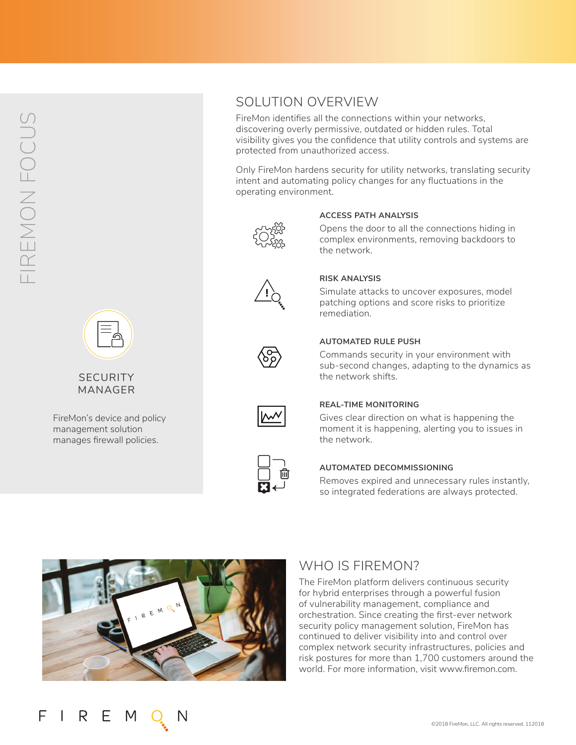FIREMON FOCUS

## SECURITY MANAGER

FireMon's device and policy management solution manages firewall policies.

## SOLUTION OVERVIEW

FireMon identifies all the connections within your networks, discovering overly permissive, outdated or hidden rules. Total visibility gives you the confidence that utility controls and systems are protected from unauthorized access.

Only FireMon hardens security for utility networks, translating security intent and automating policy changes for any fluctuations in the operating environment.

### ACCESS PATH ANALYSIS

Opens the door to all the connections hiding in complex environments, removing backdoors to the network.

### RISK ANALYSIS

Simulate attacks to uncover exposures, model patching options and score risks to prioritize remediation.

### AUTOMATED RULE PUSH

Commands security in your environment with sub-second changes, adapting to the dynamics as the network shifts.

### REAL-TIME MONITORING

Gives clear direction on what is happening the moment it is happening, alerting you to issues in the network.

### AUTOMATED DECOMMISSIONING

Removes expired and unnecessary rules instantly, so integrated federations are always protected.

## WHO IS FIREMON?

The FireMon platform delivers continuous security for hybrid enterprises through a powerful fusion of vulnerability management, compliance and orchestration. Since creating the first-ever network security policy management solution, FireMon has continued to deliver visibility into and control over complex network security infrastructures, policies and risk postures for more than 1,700 customers around the world. For more information, visit www.firemon.com.

FIREMON

©2018 FireMon, LLC. All rights reserved. 112018